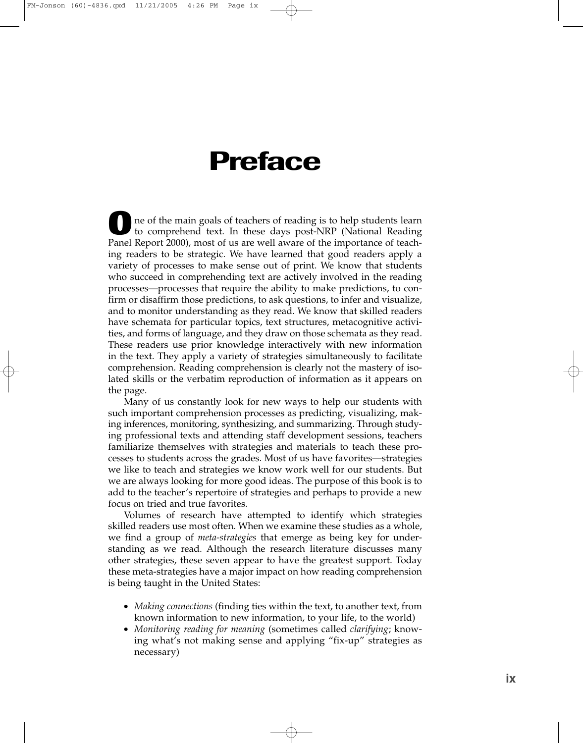# Preface

One of the main goals of teachers of reading is to help students learn to comprehend text. In these days post-NRP (National Reading Panel Report 2000), most of us are well aware of the importance of teaching readers to be strategic. We have learned that good readers apply a variety of processes to make sense out of print. We know that students who succeed in comprehending text are actively involved in the reading processes—processes that require the ability to make predictions, to confirm or disaffirm those predictions, to ask questions, to infer and visualize, and to monitor understanding as they read. We know that skilled readers have schemata for particular topics, text structures, metacognitive activities, and forms of language, and they draw on those schemata as they read. These readers use prior knowledge interactively with new information in the text. They apply a variety of strategies simultaneously to facilitate comprehension. Reading comprehension is clearly not the mastery of isolated skills or the verbatim reproduction of information as it appears on the page.

Many of us constantly look for new ways to help our students with such important comprehension processes as predicting, visualizing, making inferences, monitoring, synthesizing, and summarizing. Through studying professional texts and attending staff development sessions, teachers familiarize themselves with strategies and materials to teach these processes to students across the grades. Most of us have favorites—strategies we like to teach and strategies we know work well for our students. But we are always looking for more good ideas. The purpose of this book is to add to the teacher's repertoire of strategies and perhaps to provide a new focus on tried and true favorites.

Volumes of research have attempted to identify which strategies skilled readers use most often. When we examine these studies as a whole, we find a group of *meta-strategies* that emerge as being key for understanding as we read. Although the research literature discusses many other strategies, these seven appear to have the greatest support. Today these meta-strategies have a major impact on how reading comprehension is being taught in the United States:

- *Making connections* (finding ties within the text, to another text, from known information to new information, to your life, to the world)
- *Monitoring reading for meaning* (sometimes called *clarifying*; knowing what's not making sense and applying "fix-up" strategies as necessary)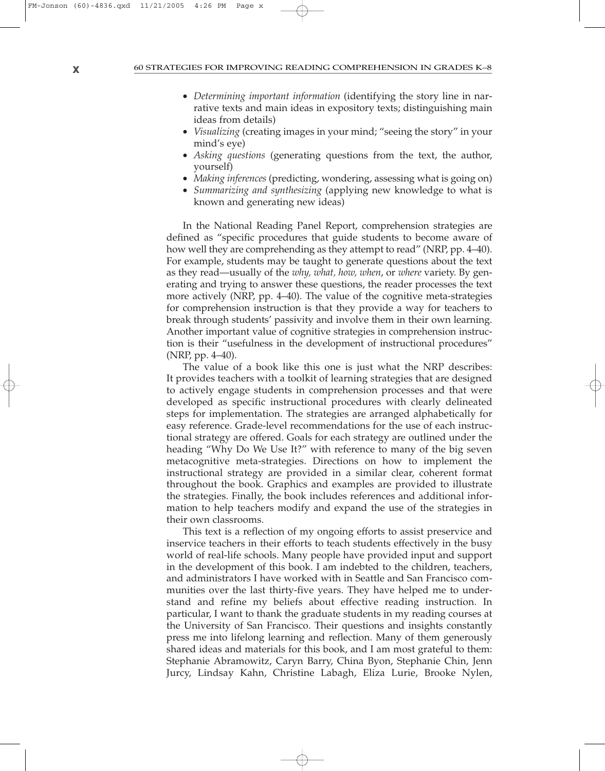- *Determining important information* (identifying the story line in narrative texts and main ideas in expository texts; distinguishing main ideas from details)
- *Visualizing* (creating images in your mind; "seeing the story" in your mind's eye)
- *Asking questions* (generating questions from the text, the author, yourself)
- *Making inferences* (predicting, wondering, assessing what is going on)
- *Summarizing and synthesizing* (applying new knowledge to what is known and generating new ideas)

In the National Reading Panel Report, comprehension strategies are defined as "specific procedures that guide students to become aware of how well they are comprehending as they attempt to read" (NRP, pp. 4–40). For example, students may be taught to generate questions about the text as they read—usually of the *why, what, how, when*, or *where* variety. By generating and trying to answer these questions, the reader processes the text more actively (NRP, pp. 4–40). The value of the cognitive meta-strategies for comprehension instruction is that they provide a way for teachers to break through students' passivity and involve them in their own learning. Another important value of cognitive strategies in comprehension instruction is their "usefulness in the development of instructional procedures" (NRP, pp. 4–40).

The value of a book like this one is just what the NRP describes: It provides teachers with a toolkit of learning strategies that are designed to actively engage students in comprehension processes and that were developed as specific instructional procedures with clearly delineated steps for implementation. The strategies are arranged alphabetically for easy reference. Grade-level recommendations for the use of each instructional strategy are offered. Goals for each strategy are outlined under the heading "Why Do We Use It?" with reference to many of the big seven metacognitive meta-strategies. Directions on how to implement the instructional strategy are provided in a similar clear, coherent format throughout the book. Graphics and examples are provided to illustrate the strategies. Finally, the book includes references and additional information to help teachers modify and expand the use of the strategies in their own classrooms.

This text is a reflection of my ongoing efforts to assist preservice and inservice teachers in their efforts to teach students effectively in the busy world of real-life schools. Many people have provided input and support in the development of this book. I am indebted to the children, teachers, and administrators I have worked with in Seattle and San Francisco communities over the last thirty-five years. They have helped me to understand and refine my beliefs about effective reading instruction. In particular, I want to thank the graduate students in my reading courses at the University of San Francisco. Their questions and insights constantly press me into lifelong learning and reflection. Many of them generously shared ideas and materials for this book, and I am most grateful to them: Stephanie Abramowitz, Caryn Barry, China Byon, Stephanie Chin, Jenn Jurcy, Lindsay Kahn, Christine Labagh, Eliza Lurie, Brooke Nylen,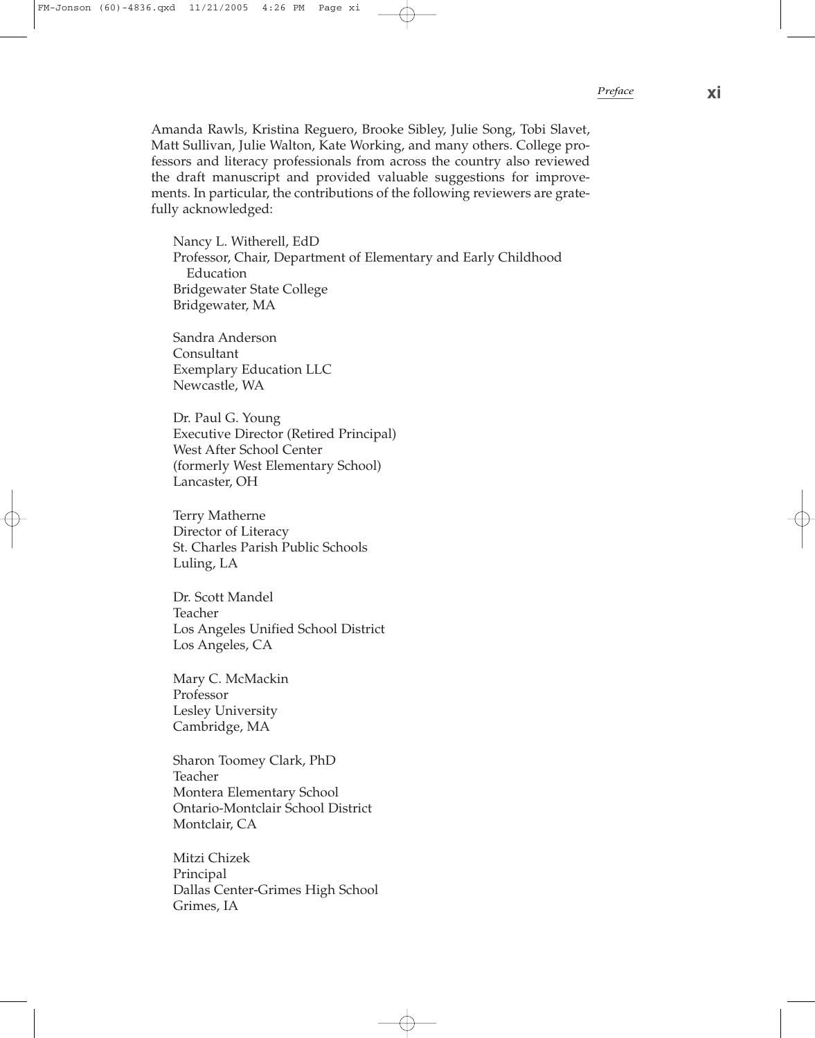Amanda Rawls, Kristina Reguero, Brooke Sibley, Julie Song, Tobi Slavet, Matt Sullivan, Julie Walton, Kate Working, and many others. College professors and literacy professionals from across the country also reviewed the draft manuscript and provided valuable suggestions for improvements. In particular, the contributions of the following reviewers are gratefully acknowledged:

Nancy L. Witherell, EdD  
Professor, Chair, Department of Elementary and Early Childhood Education  
Bridgewater State College  
Bridgewater, MA

Sandra Anderson  
Consultant  
Exemplary Education LLC  
Newcastle, WA

Dr. Paul G. Young  
Executive Director (Retired Principal)  
West After School Center  
(formerly West Elementary School)  
Lancaster, OH

Terry Matherne  
Director of Literacy  
St. Charles Parish Public Schools  
Luling, LA

Dr. Scott Mandel  
Teacher  
Los Angeles Unified School District  
Los Angeles, CA

Mary C. McMackin  
Professor  
Lesley University  
Cambridge, MA

Sharon Toomey Clark, PhD  
Teacher  
Montera Elementary School  
Ontario-Montclair School District  
Montclair, CA

Mitzi Chizek  
Principal  
Dallas Center-Grimes High School  
Grimes, IA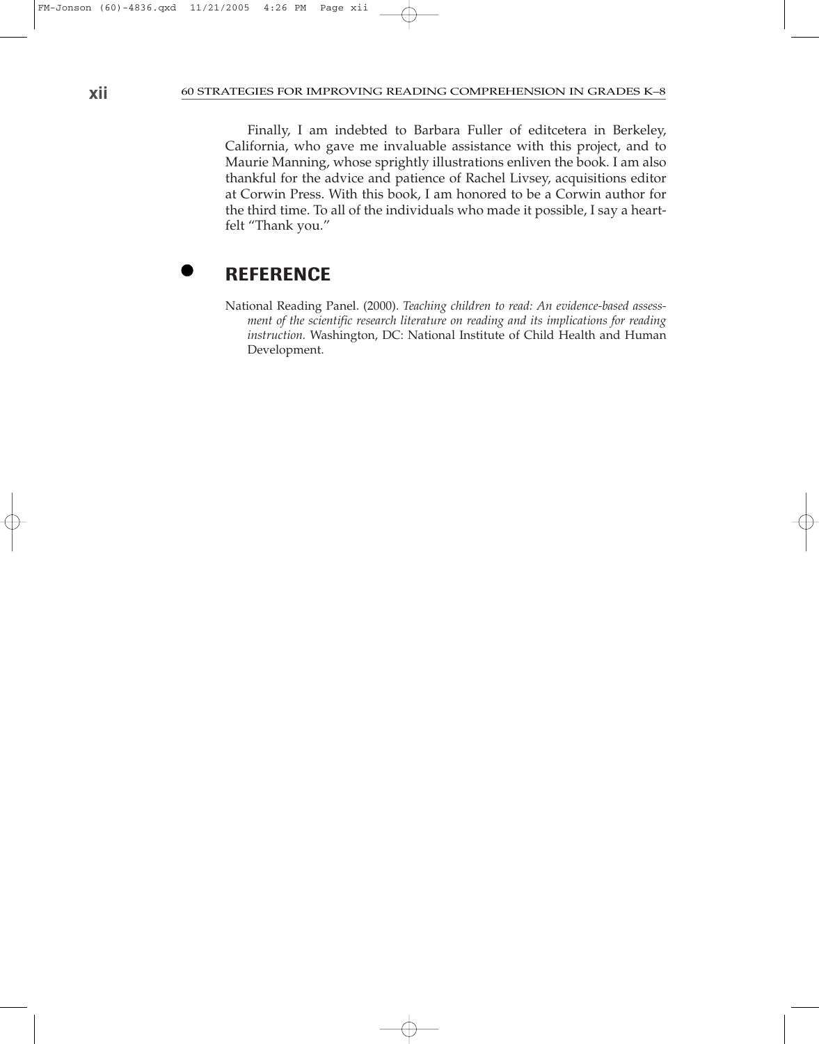Finally, I am indebted to Barbara Fuller of editcetera in Berkeley, California, who gave me invaluable assistance with this project, and to Maurie Manning, whose sprightly illustrations enliven the book. I am also thankful for the advice and patience of Rachel Livsey, acquisitions editor at Corwin Press. With this book, I am honored to be a Corwin author for the third time. To all of the individuals who made it possible, I say a heartfelt "Thank you."

## REFERENCE

National Reading Panel. (2000). *Teaching children to read: An evidence-based assessment of the scientific research literature on reading and its implications for reading instruction.* Washington, DC: National Institute of Child Health and Human Development.